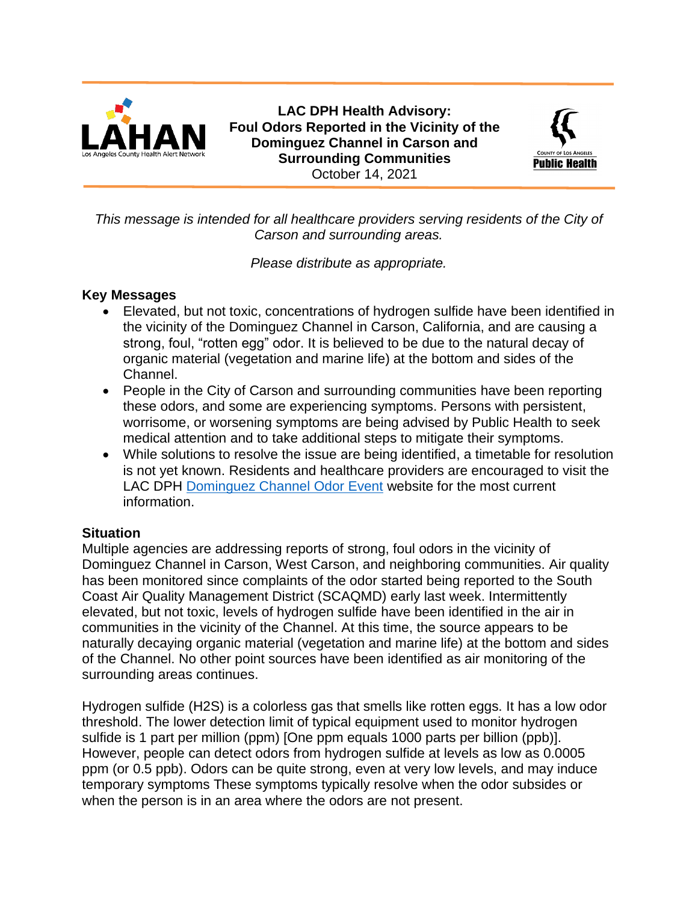# LAC DPH Health Advisory: Foul Odors Reported in the Vicinity of the Dominguez Channel in Carson and Surrounding Communities

October 14, 2021

*This message is intended for all healthcare providers serving residents of the City of Carson and surrounding areas.*

*Please distribute as appropriate.*

## Key Messages

- Elevated, but not toxic, concentrations of hydrogen sulfide have been identified in the vicinity of the Dominguez Channel in Carson, California, and are causing a strong, foul, "rotten egg" odor. It is believed to be due to the natural decay of organic material (vegetation and marine life) at the bottom and sides of the Channel.
- People in the City of Carson and surrounding communities have been reporting these odors, and some are experiencing symptoms. Persons with persistent, worrisome, or worsening symptoms are being advised by Public Health to seek medical attention and to take additional steps to mitigate their symptoms.
- While solutions to resolve the issue are being identified, a timetable for resolution is not yet known. Residents and healthcare providers are encouraged to visit the LAC DPH Dominguez Channel Odor Event website for the most current information.

## Situation

Multiple agencies are addressing reports of strong, foul odors in the vicinity of Dominguez Channel in Carson, West Carson, and neighboring communities. Air quality has been monitored since complaints of the odor started being reported to the South Coast Air Quality Management District (SCAQMD) early last week. Intermittently elevated, but not toxic, levels of hydrogen sulfide have been identified in the air in communities in the vicinity of the Channel. At this time, the source appears to be naturally decaying organic material (vegetation and marine life) at the bottom and sides of the Channel. No other point sources have been identified as air monitoring of the surrounding areas continues.

Hydrogen sulfide ($H_2S$) is a colorless gas that smells like rotten eggs. It has a low odor threshold. The lower detection limit of typical equipment used to monitor hydrogen sulfide is 1 part per million (ppm) [One ppm equals 1000 parts per billion (ppb)]. However, people can detect odors from hydrogen sulfide at levels as low as 0.0005 ppm (or 0.5 ppb). Odors can be quite strong, even at very low levels, and may induce temporary symptoms These symptoms typically resolve when the odor subsides or when the person is in an area where the odors are not present.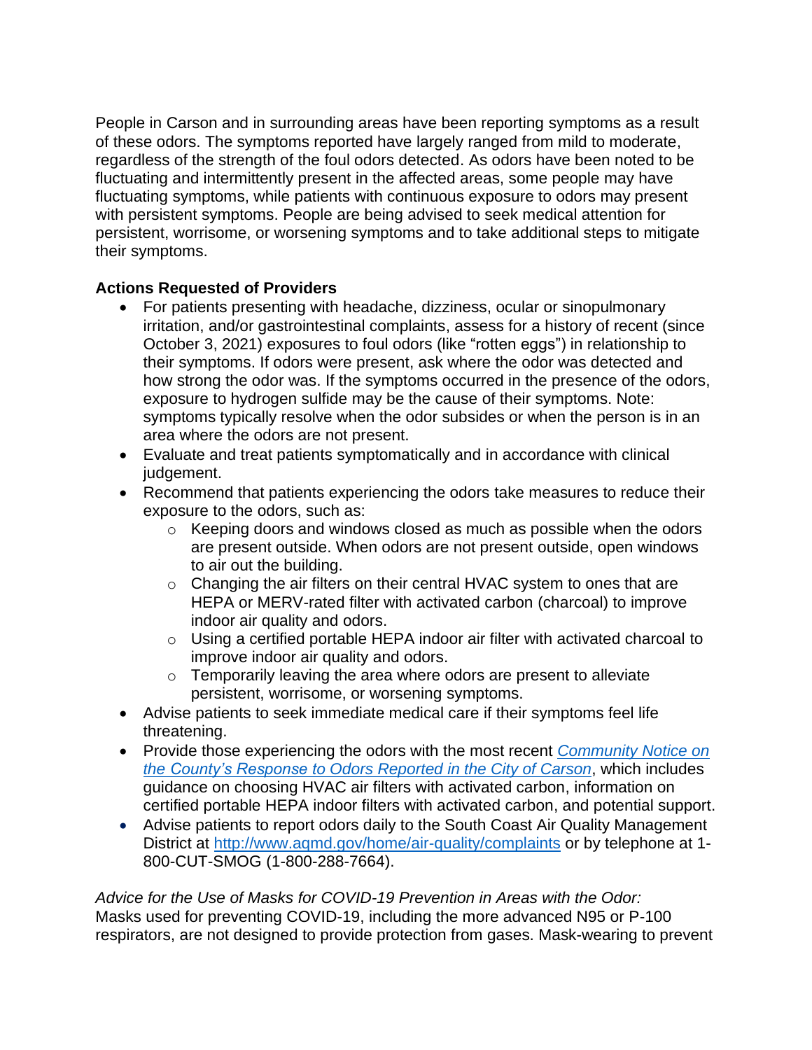People in Carson and in surrounding areas have been reporting symptoms as a result of these odors. The symptoms reported have largely ranged from mild to moderate, regardless of the strength of the foul odors detected. As odors have been noted to be fluctuating and intermittently present in the affected areas, some people may have fluctuating symptoms, while patients with continuous exposure to odors may present with persistent symptoms. People are being advised to seek medical attention for persistent, worrisome, or worsening symptoms and to take additional steps to mitigate their symptoms.

**Actions Requested of Providers**

- For patients presenting with headache, dizziness, ocular or sinopulmonary irritation, and/or gastrointestinal complaints, assess for a history of recent (since October 3, 2021) exposures to foul odors (like "rotten eggs") in relationship to their symptoms. If odors were present, ask where the odor was detected and how strong the odor was. If the symptoms occurred in the presence of the odors, exposure to hydrogen sulfide may be the cause of their symptoms. Note: symptoms typically resolve when the odor subsides or when the person is in an area where the odors are not present.
- Evaluate and treat patients symptomatically and in accordance with clinical judgement.
- Recommend that patients experiencing the odors take measures to reduce their exposure to the odors, such as:
  - Keeping doors and windows closed as much as possible when the odors are present outside. When odors are not present outside, open windows to air out the building.
  - Changing the air filters on their central HVAC system to ones that are HEPA or MERV-rated filter with activated carbon (charcoal) to improve indoor air quality and odors.
  - Using a certified portable HEPA indoor air filter with activated charcoal to improve indoor air quality and odors.
  - Temporarily leaving the area where odors are present to alleviate persistent, worrisome, or worsening symptoms.
- Advise patients to seek immediate medical care if their symptoms feel life threatening.
- Provide those experiencing the odors with the most recent *Community Notice on the County's Response to Odors Reported in the City of Carson*, which includes guidance on choosing HVAC air filters with activated carbon, information on certified portable HEPA indoor filters with activated carbon, and potential support.
- Advise patients to report odors daily to the South Coast Air Quality Management District at http://www.aqmd.gov/home/air-quality/complaints or by telephone at 1-800-CUT-SMOG (1-800-288-7664).

*Advice for the Use of Masks for COVID-19 Prevention in Areas with the Odor:*
Masks used for preventing COVID-19, including the more advanced N95 or P-100 respirators, are not designed to provide protection from gases. Mask-wearing to prevent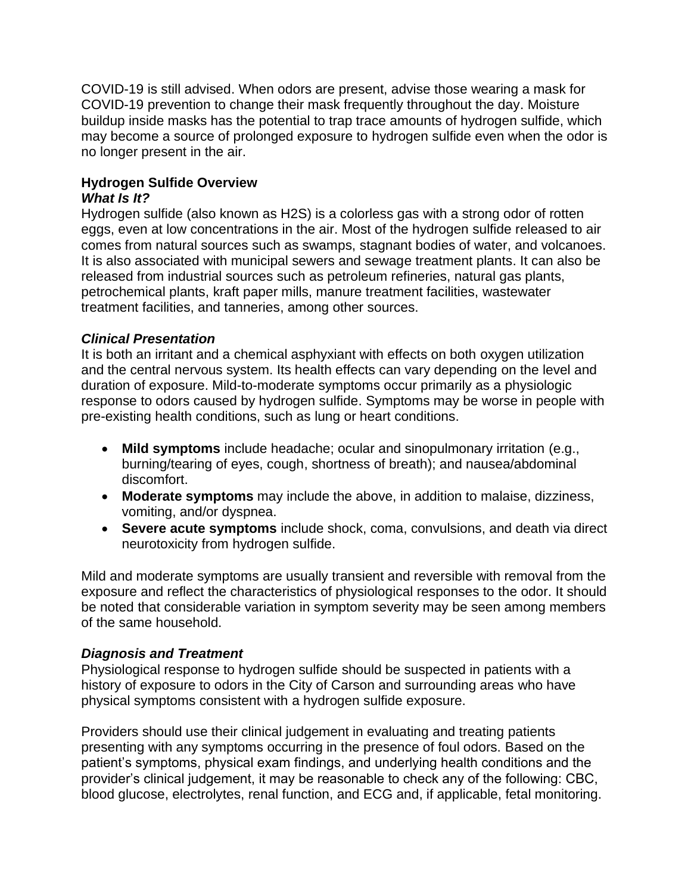COVID-19 is still advised. When odors are present, advise those wearing a mask for COVID-19 prevention to change their mask frequently throughout the day. Moisture buildup inside masks has the potential to trap trace amounts of hydrogen sulfide, which may become a source of prolonged exposure to hydrogen sulfide even when the odor is no longer present in the air.

## Hydrogen Sulfide Overview

### *What Is It?*

Hydrogen sulfide (also known as H2S) is a colorless gas with a strong odor of rotten eggs, even at low concentrations in the air. Most of the hydrogen sulfide released to air comes from natural sources such as swamps, stagnant bodies of water, and volcanoes. It is also associated with municipal sewers and sewage treatment plants. It can also be released from industrial sources such as petroleum refineries, natural gas plants, petrochemical plants, kraft paper mills, manure treatment facilities, wastewater treatment facilities, and tanneries, among other sources.

### *Clinical Presentation*

It is both an irritant and a chemical asphyxiant with effects on both oxygen utilization and the central nervous system. Its health effects can vary depending on the level and duration of exposure. Mild-to-moderate symptoms occur primarily as a physiologic response to odors caused by hydrogen sulfide. Symptoms may be worse in people with pre-existing health conditions, such as lung or heart conditions.

- **Mild symptoms** include headache; ocular and sinopulmonary irritation (e.g., burning/tearing of eyes, cough, shortness of breath); and nausea/abdominal discomfort.
- **Moderate symptoms** may include the above, in addition to malaise, dizziness, vomiting, and/or dyspnea.
- **Severe acute symptoms** include shock, coma, convulsions, and death via direct neurotoxicity from hydrogen sulfide.

Mild and moderate symptoms are usually transient and reversible with removal from the exposure and reflect the characteristics of physiological responses to the odor. It should be noted that considerable variation in symptom severity may be seen among members of the same household.

### *Diagnosis and Treatment*

Physiological response to hydrogen sulfide should be suspected in patients with a history of exposure to odors in the City of Carson and surrounding areas who have physical symptoms consistent with a hydrogen sulfide exposure.

Providers should use their clinical judgement in evaluating and treating patients presenting with any symptoms occurring in the presence of foul odors. Based on the patient's symptoms, physical exam findings, and underlying health conditions and the provider's clinical judgement, it may be reasonable to check any of the following: CBC, blood glucose, electrolytes, renal function, and ECG and, if applicable, fetal monitoring.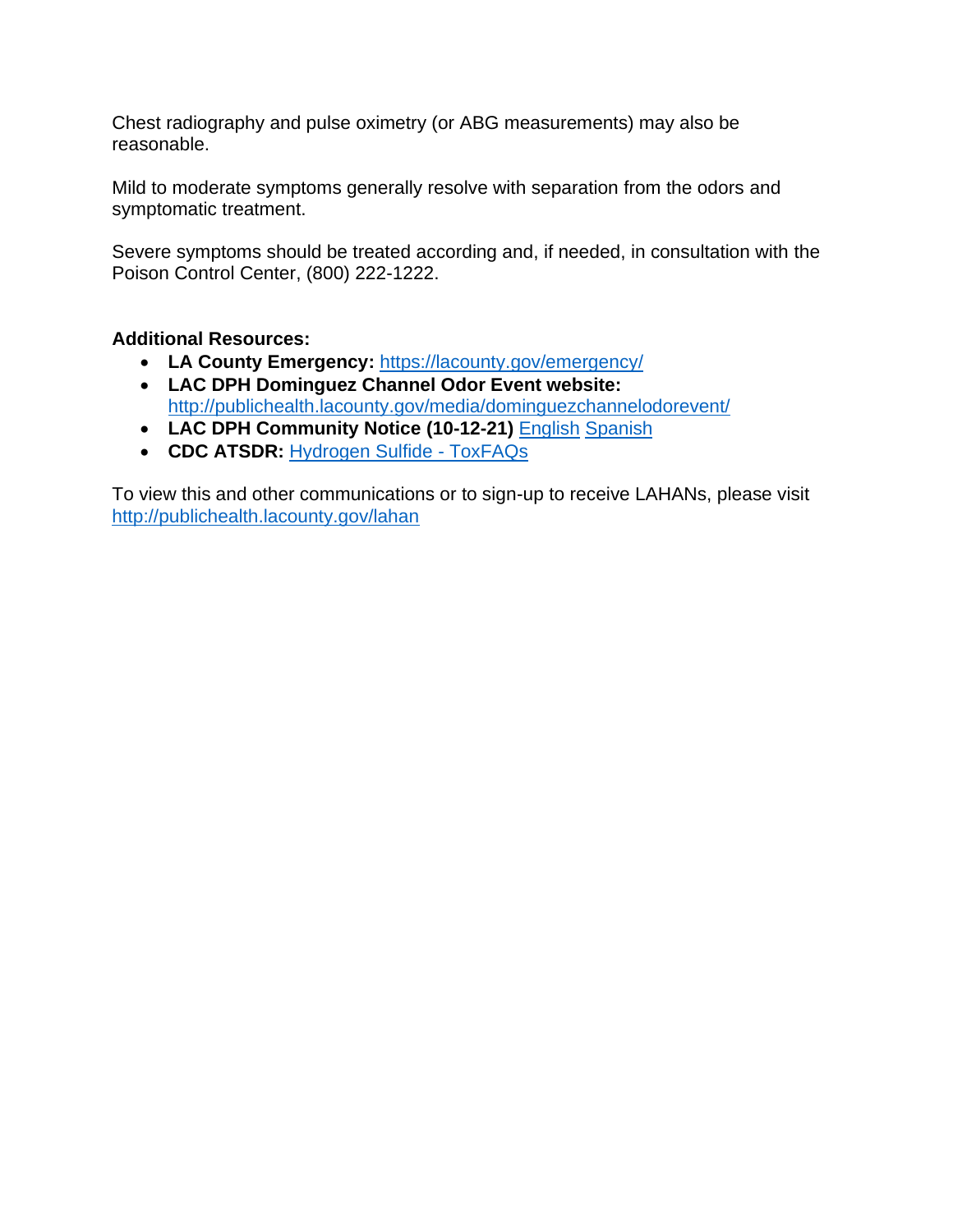Chest radiography and pulse oximetry (or ABG measurements) may also be reasonable.

Mild to moderate symptoms generally resolve with separation from the odors and symptomatic treatment.

Severe symptoms should be treated according and, if needed, in consultation with the Poison Control Center, (800) 222-1222.

**Additional Resources:**

- **LA County Emergency:** https://lacounty.gov/emergency/
- **LAC DPH Dominguez Channel Odor Event website:** http://publichealth.lacounty.gov/media/dominguezchannelodorevent/
- **LAC DPH Community Notice (10-12-21)** English Spanish
- **CDC ATSDR:** Hydrogen Sulfide - ToxFAQs

To view this and other communications or to sign-up to receive LAHANs, please visit http://publichealth.lacounty.gov/lahan